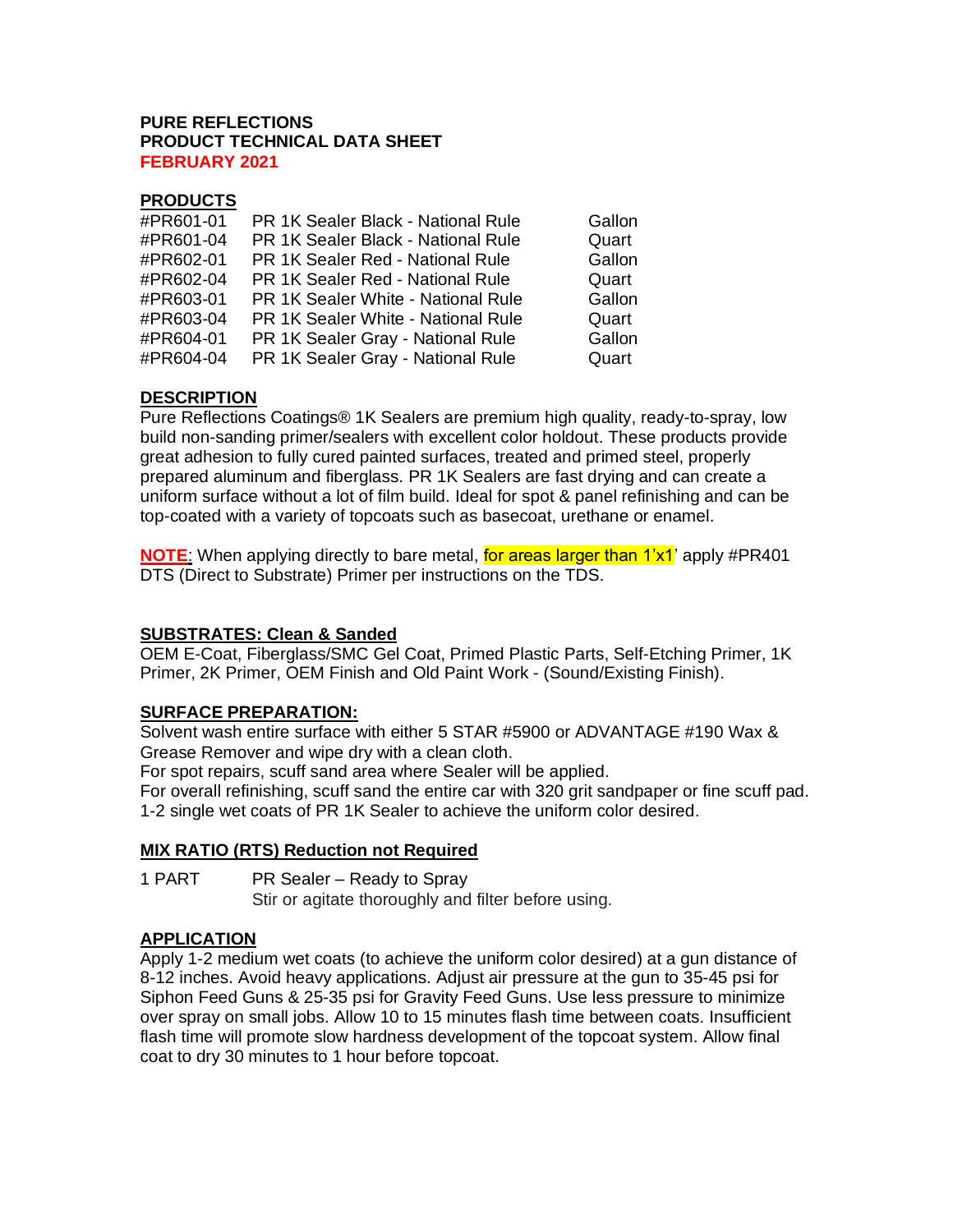**PURE REFLECTIONS**
**PRODUCT TECHNICAL DATA SHEET**
**FEBRUARY 2021**

## PRODUCTS

| | | |
|---|---|---|
| #PR601-01 | PR 1K Sealer Black - National Rule | Gallon |
| #PR601-04 | PR 1K Sealer Black - National Rule | Quart |
| #PR602-01 | PR 1K Sealer Red - National Rule | Gallon |
| #PR602-04 | PR 1K Sealer Red - National Rule | Quart |
| #PR603-01 | PR 1K Sealer White - National Rule | Gallon |
| #PR603-04 | PR 1K Sealer White - National Rule | Quart |
| #PR604-01 | PR 1K Sealer Gray - National Rule | Gallon |
| #PR604-04 | PR 1K Sealer Gray - National Rule | Quart |

## DESCRIPTION

Pure Reflections Coatings® 1K Sealers are premium high quality, ready-to-spray, low build non-sanding primer/sealers with excellent color holdout. These products provide great adhesion to fully cured painted surfaces, treated and primed steel, properly prepared aluminum and fiberglass. PR 1K Sealers are fast drying and can create a uniform surface without a lot of film build. Ideal for spot & panel refinishing and can be top-coated with a variety of topcoats such as basecoat, urethane or enamel.

**NOTE**: When applying directly to bare metal, for areas larger than 1'x1' apply #PR401 DTS (Direct to Substrate) Primer per instructions on the TDS.

## SUBSTRATES: Clean & Sanded

OEM E-Coat, Fiberglass/SMC Gel Coat, Primed Plastic Parts, Self-Etching Primer, 1K Primer, 2K Primer, OEM Finish and Old Paint Work - (Sound/Existing Finish).

## SURFACE PREPARATION:

Solvent wash entire surface with either 5 STAR #5900 or ADVANTAGE #190 Wax & Grease Remover and wipe dry with a clean cloth.
For spot repairs, scuff sand area where Sealer will be applied.
For overall refinishing, scuff sand the entire car with 320 grit sandpaper or fine scuff pad.
1-2 single wet coats of PR 1K Sealer to achieve the uniform color desired.

## MIX RATIO (RTS) Reduction not Required

| | |
|---|---|
| 1 PART | PR Sealer – Ready to Spray<br>Stir or agitate thoroughly and filter before using. |

## APPLICATION

Apply 1-2 medium wet coats (to achieve the uniform color desired) at a gun distance of 8-12 inches. Avoid heavy applications. Adjust air pressure at the gun to 35-45 psi for Siphon Feed Guns & 25-35 psi for Gravity Feed Guns. Use less pressure to minimize over spray on small jobs. Allow 10 to 15 minutes flash time between coats. Insufficient flash time will promote slow hardness development of the topcoat system. Allow final coat to dry 30 minutes to 1 hour before topcoat.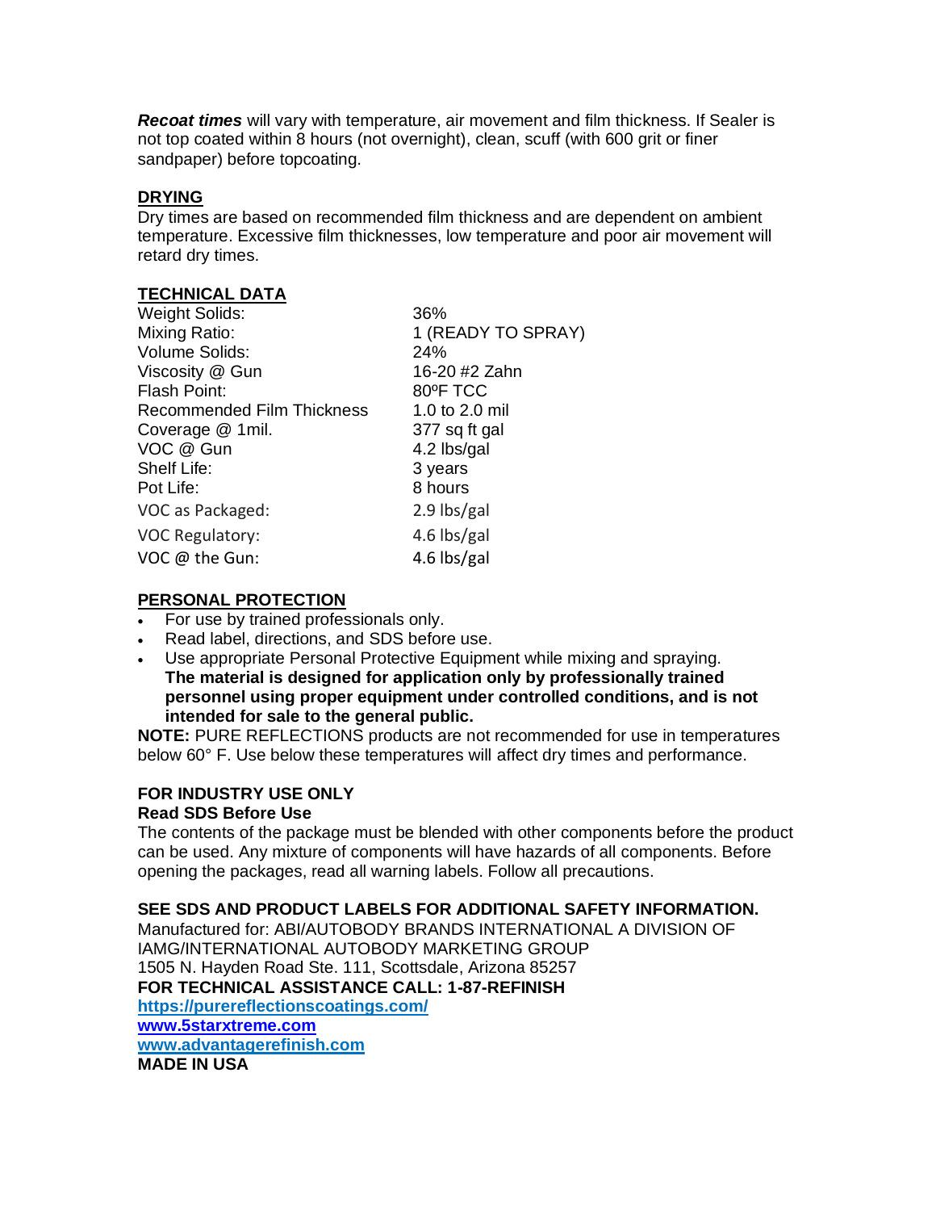***Recoat times*** will vary with temperature, air movement and film thickness. If Sealer is not top coated within 8 hours (not overnight), clean, scuff (with 600 grit or finer sandpaper) before topcoating.

## DRYING

Dry times are based on recommended film thickness and are dependent on ambient temperature. Excessive film thicknesses, low temperature and poor air movement will retard dry times.

## TECHNICAL DATA

| | |
|---|---|
| Weight Solids: | 36% |
| Mixing Ratio: | 1 (READY TO SPRAY) |
| Volume Solids: | 24% |
| Viscosity @ Gun | 16-20 #2 Zahn |
| Flash Point: | 80ºF TCC |
| Recommended Film Thickness | 1.0 to 2.0 mil |
| Coverage @ 1mil. | 377 sq ft gal |
| VOC @ Gun | 4.2 lbs/gal |
| Shelf Life: | 3 years |
| Pot Life: | 8 hours |
| VOC as Packaged: | 2.9 lbs/gal |
| VOC Regulatory: | 4.6 lbs/gal |
| VOC @ the Gun: | 4.6 lbs/gal |

## PERSONAL PROTECTION

- For use by trained professionals only.
- Read label, directions, and SDS before use.
- Use appropriate Personal Protective Equipment while mixing and spraying.
  **The material is designed for application only by professionally trained personnel using proper equipment under controlled conditions, and is not intended for sale to the general public.**

**NOTE:** PURE REFLECTIONS products are not recommended for use in temperatures below 60° F. Use below these temperatures will affect dry times and performance.

**FOR INDUSTRY USE ONLY**
**Read SDS Before Use**

The contents of the package must be blended with other components before the product can be used. Any mixture of components will have hazards of all components. Before opening the packages, read all warning labels. Follow all precautions.

**SEE SDS AND PRODUCT LABELS FOR ADDITIONAL SAFETY INFORMATION.**

Manufactured for: ABI/AUTOBODY BRANDS INTERNATIONAL A DIVISION OF IAMG/INTERNATIONAL AUTOBODY MARKETING GROUP
1505 N. Hayden Road Ste. 111, Scottsdale, Arizona 85257
**FOR TECHNICAL ASSISTANCE CALL: 1-87-REFINISH**
**https://purereflectionscoatings.com/**
**www.5starxtreme.com**
**www.advantagerefinish.com**
**MADE IN USA**